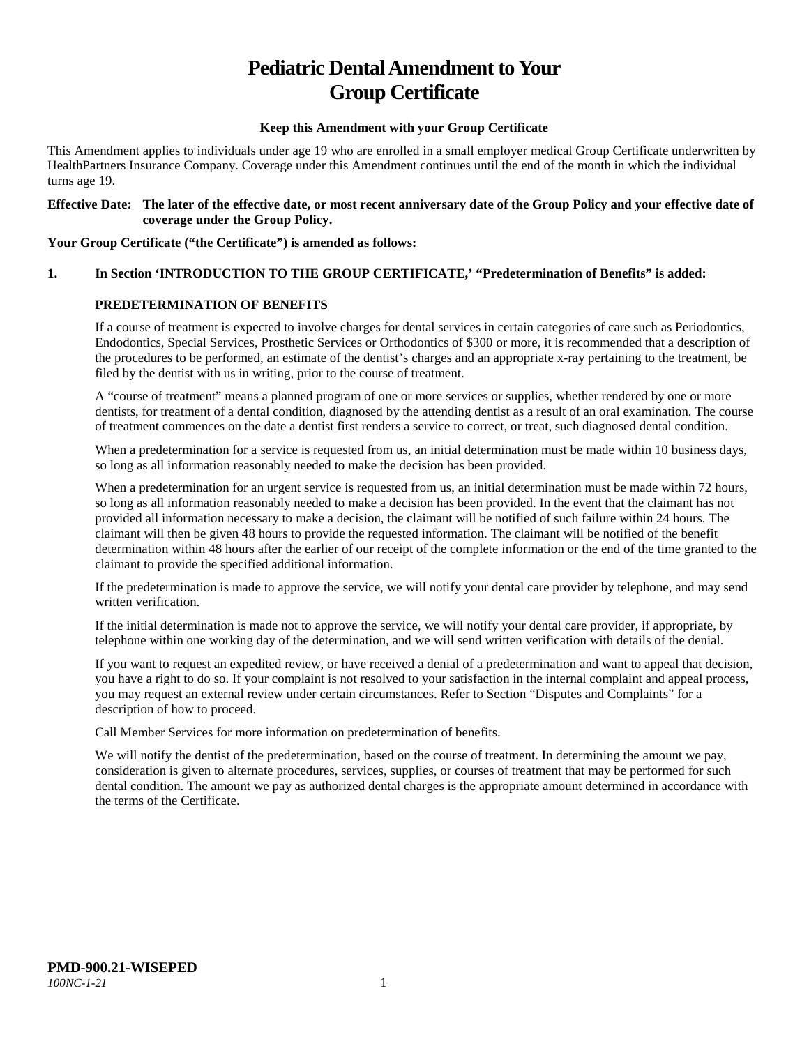# Pediatric Dental Amendment to Your Group Certificate

**Keep this Amendment with your Group Certificate**

This Amendment applies to individuals under age 19 who are enrolled in a small employer medical Group Certificate underwritten by HealthPartners Insurance Company. Coverage under this Amendment continues until the end of the month in which the individual turns age 19.

**Effective Date: The later of the effective date, or most recent anniversary date of the Group Policy and your effective date of coverage under the Group Policy.**

**Your Group Certificate ("the Certificate") is amended as follows:**

**1. In Section 'INTRODUCTION TO THE GROUP CERTIFICATE,' "Predetermination of Benefits" is added:**

**PREDETERMINATION OF BENEFITS**

If a course of treatment is expected to involve charges for dental services in certain categories of care such as Periodontics, Endodontics, Special Services, Prosthetic Services or Orthodontics of $300 or more, it is recommended that a description of the procedures to be performed, an estimate of the dentist's charges and an appropriate x-ray pertaining to the treatment, be filed by the dentist with us in writing, prior to the course of treatment.

A "course of treatment" means a planned program of one or more services or supplies, whether rendered by one or more dentists, for treatment of a dental condition, diagnosed by the attending dentist as a result of an oral examination. The course of treatment commences on the date a dentist first renders a service to correct, or treat, such diagnosed dental condition.

When a predetermination for a service is requested from us, an initial determination must be made within 10 business days, so long as all information reasonably needed to make the decision has been provided.

When a predetermination for an urgent service is requested from us, an initial determination must be made within 72 hours, so long as all information reasonably needed to make a decision has been provided. In the event that the claimant has not provided all information necessary to make a decision, the claimant will be notified of such failure within 24 hours. The claimant will then be given 48 hours to provide the requested information. The claimant will be notified of the benefit determination within 48 hours after the earlier of our receipt of the complete information or the end of the time granted to the claimant to provide the specified additional information.

If the predetermination is made to approve the service, we will notify your dental care provider by telephone, and may send written verification.

If the initial determination is made not to approve the service, we will notify your dental care provider, if appropriate, by telephone within one working day of the determination, and we will send written verification with details of the denial.

If you want to request an expedited review, or have received a denial of a predetermination and want to appeal that decision, you have a right to do so. If your complaint is not resolved to your satisfaction in the internal complaint and appeal process, you may request an external review under certain circumstances. Refer to Section "Disputes and Complaints" for a description of how to proceed.

Call Member Services for more information on predetermination of benefits.

We will notify the dentist of the predetermination, based on the course of treatment. In determining the amount we pay, consideration is given to alternate procedures, services, supplies, or courses of treatment that may be performed for such dental condition. The amount we pay as authorized dental charges is the appropriate amount determined in accordance with the terms of the Certificate.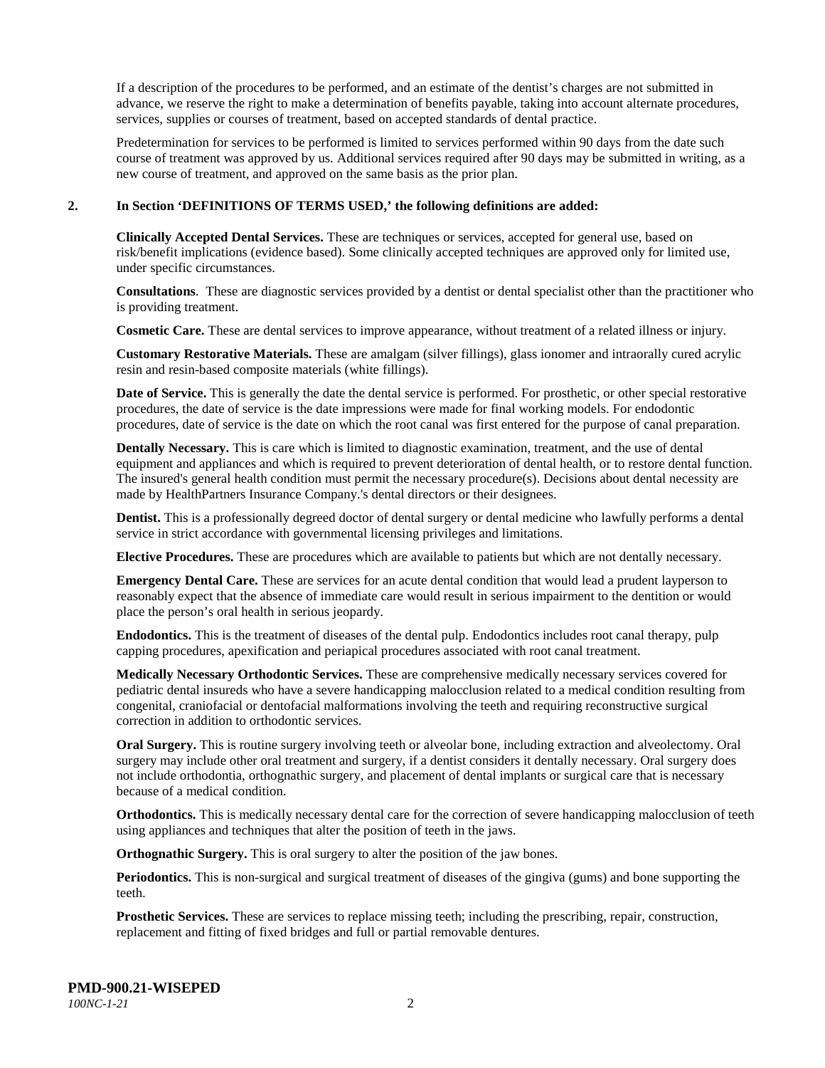If a description of the procedures to be performed, and an estimate of the dentist's charges are not submitted in advance, we reserve the right to make a determination of benefits payable, taking into account alternate procedures, services, supplies or courses of treatment, based on accepted standards of dental practice.

Predetermination for services to be performed is limited to services performed within 90 days from the date such course of treatment was approved by us. Additional services required after 90 days may be submitted in writing, as a new course of treatment, and approved on the same basis as the prior plan.

**2. In Section 'DEFINITIONS OF TERMS USED,' the following definitions are added:**

**Clinically Accepted Dental Services.** These are techniques or services, accepted for general use, based on risk/benefit implications (evidence based). Some clinically accepted techniques are approved only for limited use, under specific circumstances.

**Consultations**. These are diagnostic services provided by a dentist or dental specialist other than the practitioner who is providing treatment.

**Cosmetic Care.** These are dental services to improve appearance, without treatment of a related illness or injury.

**Customary Restorative Materials.** These are amalgam (silver fillings), glass ionomer and intraorally cured acrylic resin and resin-based composite materials (white fillings).

**Date of Service.** This is generally the date the dental service is performed. For prosthetic, or other special restorative procedures, the date of service is the date impressions were made for final working models. For endodontic procedures, date of service is the date on which the root canal was first entered for the purpose of canal preparation.

**Dentally Necessary.** This is care which is limited to diagnostic examination, treatment, and the use of dental equipment and appliances and which is required to prevent deterioration of dental health, or to restore dental function. The insured's general health condition must permit the necessary procedure(s). Decisions about dental necessity are made by HealthPartners Insurance Company.'s dental directors or their designees.

**Dentist.** This is a professionally degreed doctor of dental surgery or dental medicine who lawfully performs a dental service in strict accordance with governmental licensing privileges and limitations.

**Elective Procedures.** These are procedures which are available to patients but which are not dentally necessary.

**Emergency Dental Care.** These are services for an acute dental condition that would lead a prudent layperson to reasonably expect that the absence of immediate care would result in serious impairment to the dentition or would place the person's oral health in serious jeopardy.

**Endodontics.** This is the treatment of diseases of the dental pulp. Endodontics includes root canal therapy, pulp capping procedures, apexification and periapical procedures associated with root canal treatment.

**Medically Necessary Orthodontic Services.** These are comprehensive medically necessary services covered for pediatric dental insureds who have a severe handicapping malocclusion related to a medical condition resulting from congenital, craniofacial or dentofacial malformations involving the teeth and requiring reconstructive surgical correction in addition to orthodontic services.

**Oral Surgery.** This is routine surgery involving teeth or alveolar bone, including extraction and alveolectomy. Oral surgery may include other oral treatment and surgery, if a dentist considers it dentally necessary. Oral surgery does not include orthodontia, orthognathic surgery, and placement of dental implants or surgical care that is necessary because of a medical condition.

**Orthodontics.** This is medically necessary dental care for the correction of severe handicapping malocclusion of teeth using appliances and techniques that alter the position of teeth in the jaws.

**Orthognathic Surgery.** This is oral surgery to alter the position of the jaw bones.

**Periodontics.** This is non-surgical and surgical treatment of diseases of the gingiva (gums) and bone supporting the teeth.

**Prosthetic Services.** These are services to replace missing teeth; including the prescribing, repair, construction, replacement and fitting of fixed bridges and full or partial removable dentures.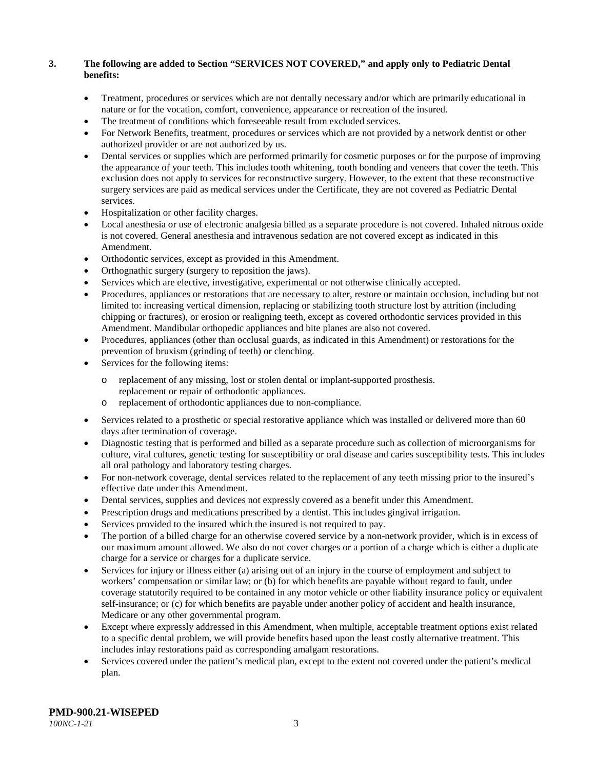**3. The following are added to Section "SERVICES NOT COVERED," and apply only to Pediatric Dental benefits:**

- Treatment, procedures or services which are not dentally necessary and/or which are primarily educational in nature or for the vocation, comfort, convenience, appearance or recreation of the insured.
- The treatment of conditions which foreseeable result from excluded services.
- For Network Benefits, treatment, procedures or services which are not provided by a network dentist or other authorized provider or are not authorized by us.
- Dental services or supplies which are performed primarily for cosmetic purposes or for the purpose of improving the appearance of your teeth. This includes tooth whitening, tooth bonding and veneers that cover the teeth. This exclusion does not apply to services for reconstructive surgery. However, to the extent that these reconstructive surgery services are paid as medical services under the Certificate, they are not covered as Pediatric Dental services.
- Hospitalization or other facility charges.
- Local anesthesia or use of electronic analgesia billed as a separate procedure is not covered. Inhaled nitrous oxide is not covered. General anesthesia and intravenous sedation are not covered except as indicated in this Amendment.
- Orthodontic services, except as provided in this Amendment.
- Orthognathic surgery (surgery to reposition the jaws).
- Services which are elective, investigative, experimental or not otherwise clinically accepted.
- Procedures, appliances or restorations that are necessary to alter, restore or maintain occlusion, including but not limited to: increasing vertical dimension, replacing or stabilizing tooth structure lost by attrition (including chipping or fractures), or erosion or realigning teeth, except as covered orthodontic services provided in this Amendment. Mandibular orthopedic appliances and bite planes are also not covered.
- Procedures, appliances (other than occlusal guards, as indicated in this Amendment) or restorations for the prevention of bruxism (grinding of teeth) or clenching.
- Services for the following items:
  - replacement of any missing, lost or stolen dental or implant-supported prosthesis. replacement or repair of orthodontic appliances.
  - replacement of orthodontic appliances due to non-compliance.
- Services related to a prosthetic or special restorative appliance which was installed or delivered more than 60 days after termination of coverage.
- Diagnostic testing that is performed and billed as a separate procedure such as collection of microorganisms for culture, viral cultures, genetic testing for susceptibility or oral disease and caries susceptibility tests. This includes all oral pathology and laboratory testing charges.
- For non-network coverage, dental services related to the replacement of any teeth missing prior to the insured's effective date under this Amendment.
- Dental services, supplies and devices not expressly covered as a benefit under this Amendment.
- Prescription drugs and medications prescribed by a dentist. This includes gingival irrigation.
- Services provided to the insured which the insured is not required to pay.
- The portion of a billed charge for an otherwise covered service by a non-network provider, which is in excess of our maximum amount allowed. We also do not cover charges or a portion of a charge which is either a duplicate charge for a service or charges for a duplicate service.
- Services for injury or illness either (a) arising out of an injury in the course of employment and subject to workers' compensation or similar law; or (b) for which benefits are payable without regard to fault, under coverage statutorily required to be contained in any motor vehicle or other liability insurance policy or equivalent self-insurance; or (c) for which benefits are payable under another policy of accident and health insurance, Medicare or any other governmental program.
- Except where expressly addressed in this Amendment, when multiple, acceptable treatment options exist related to a specific dental problem, we will provide benefits based upon the least costly alternative treatment. This includes inlay restorations paid as corresponding amalgam restorations.
- Services covered under the patient's medical plan, except to the extent not covered under the patient's medical plan.

**PMD-900.21-WISEPED**
*100NC-1-21*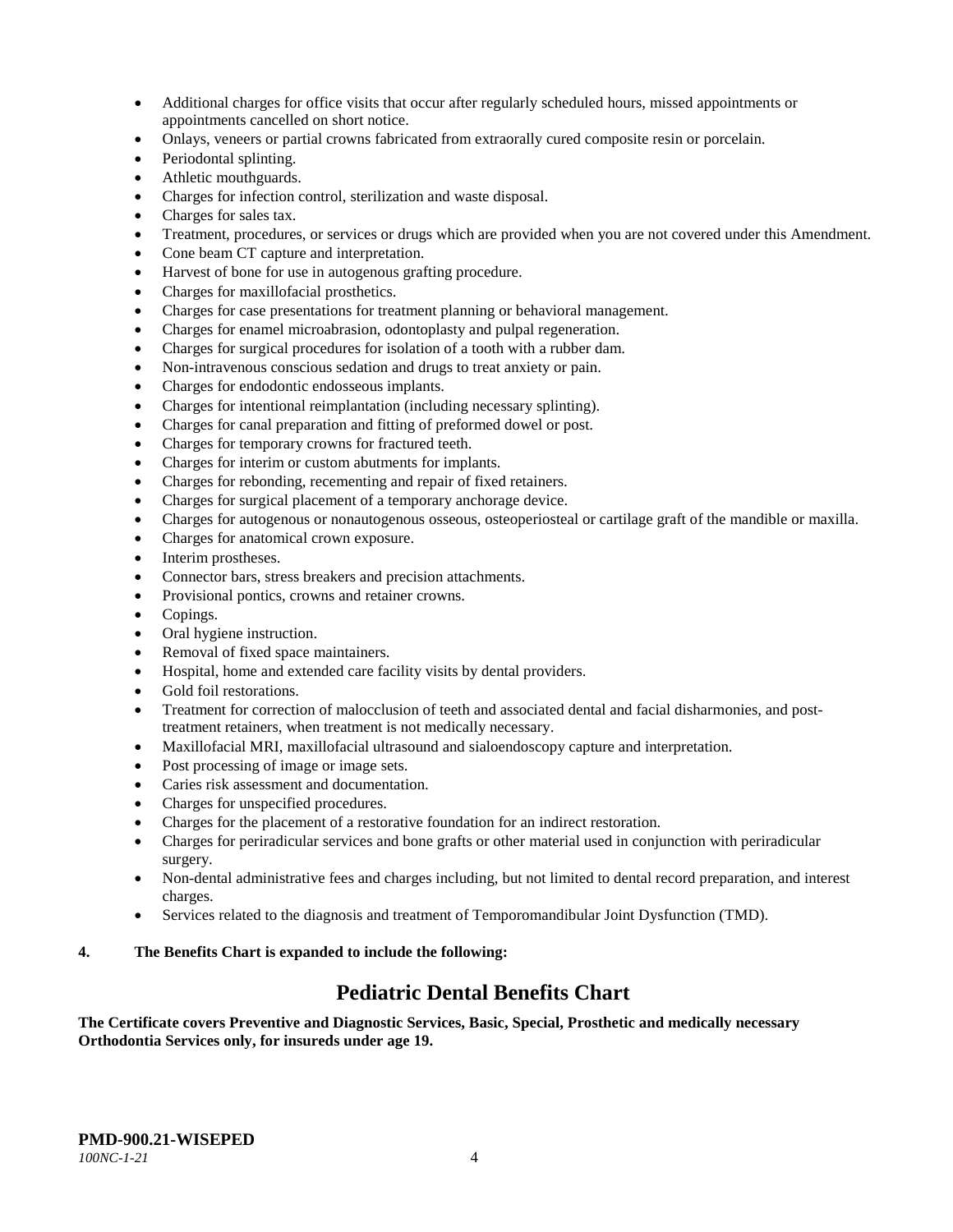- Additional charges for office visits that occur after regularly scheduled hours, missed appointments or appointments cancelled on short notice.
- Onlays, veneers or partial crowns fabricated from extraorally cured composite resin or porcelain.
- Periodontal splinting.
- Athletic mouthguards.
- Charges for infection control, sterilization and waste disposal.
- Charges for sales tax.
- Treatment, procedures, or services or drugs which are provided when you are not covered under this Amendment.
- Cone beam CT capture and interpretation.
- Harvest of bone for use in autogenous grafting procedure.
- Charges for maxillofacial prosthetics.
- Charges for case presentations for treatment planning or behavioral management.
- Charges for enamel microabrasion, odontoplasty and pulpal regeneration.
- Charges for surgical procedures for isolation of a tooth with a rubber dam.
- Non-intravenous conscious sedation and drugs to treat anxiety or pain.
- Charges for endodontic endosseous implants.
- Charges for intentional reimplantation (including necessary splinting).
- Charges for canal preparation and fitting of preformed dowel or post.
- Charges for temporary crowns for fractured teeth.
- Charges for interim or custom abutments for implants.
- Charges for rebonding, recementing and repair of fixed retainers.
- Charges for surgical placement of a temporary anchorage device.
- Charges for autogenous or nonautogenous osseous, osteoperiosteal or cartilage graft of the mandible or maxilla.
- Charges for anatomical crown exposure.
- Interim prostheses.
- Connector bars, stress breakers and precision attachments.
- Provisional pontics, crowns and retainer crowns.
- Copings.
- Oral hygiene instruction.
- Removal of fixed space maintainers.
- Hospital, home and extended care facility visits by dental providers.
- Gold foil restorations.
- Treatment for correction of malocclusion of teeth and associated dental and facial disharmonies, and post-treatment retainers, when treatment is not medically necessary.
- Maxillofacial MRI, maxillofacial ultrasound and sialoendoscopy capture and interpretation.
- Post processing of image or image sets.
- Caries risk assessment and documentation.
- Charges for unspecified procedures.
- Charges for the placement of a restorative foundation for an indirect restoration.
- Charges for periradicular services and bone grafts or other material used in conjunction with periradicular surgery.
- Non-dental administrative fees and charges including, but not limited to dental record preparation, and interest charges.
- Services related to the diagnosis and treatment of Temporomandibular Joint Dysfunction (TMD).

**4. The Benefits Chart is expanded to include the following:**

## Pediatric Dental Benefits Chart

**The Certificate covers Preventive and Diagnostic Services, Basic, Special, Prosthetic and medically necessary Orthodontia Services only, for insureds under age 19.**

**PMD-900.21-WISEPED**
*100NC-1-21*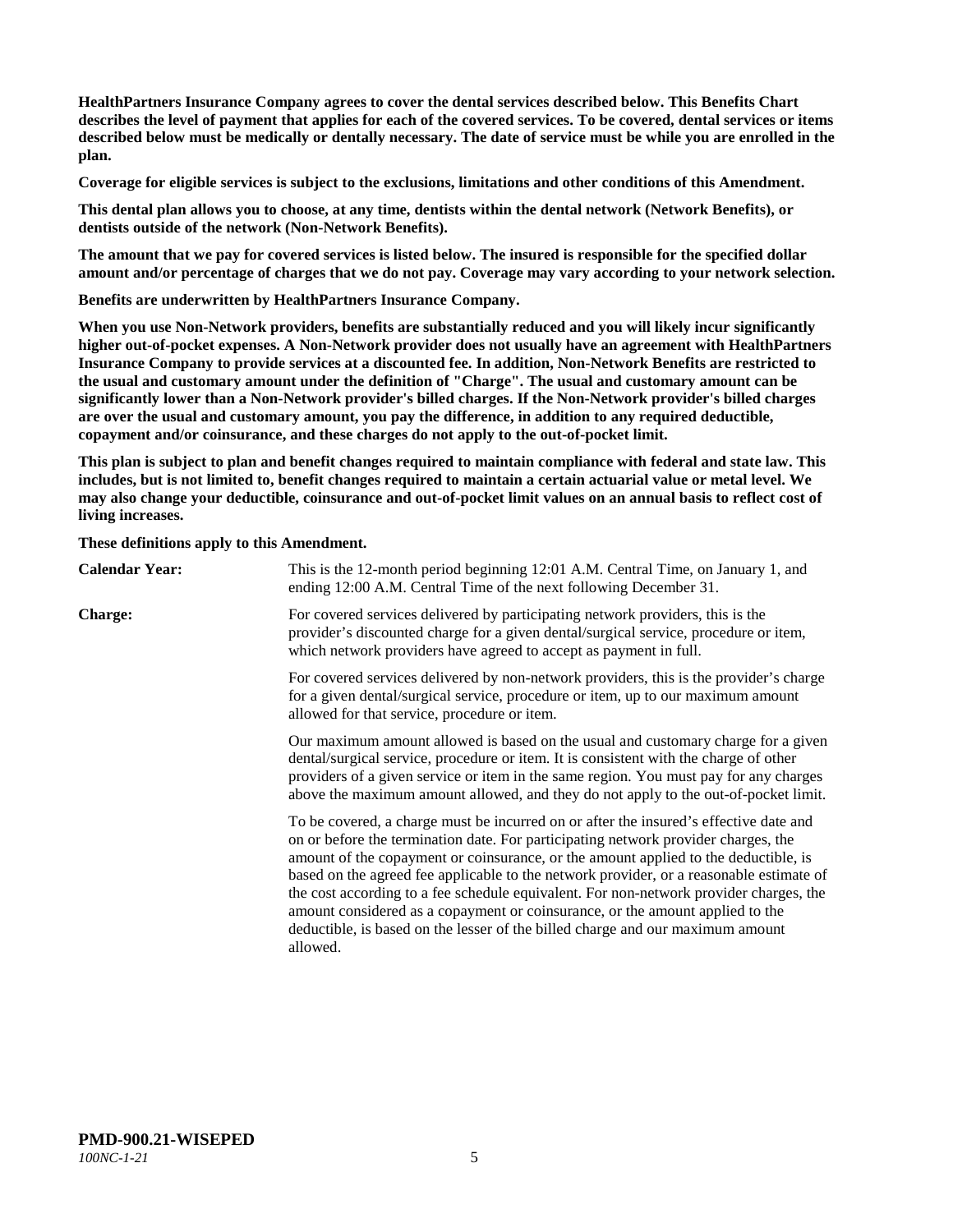**HealthPartners Insurance Company agrees to cover the dental services described below. This Benefits Chart describes the level of payment that applies for each of the covered services. To be covered, dental services or items described below must be medically or dentally necessary. The date of service must be while you are enrolled in the plan.**

**Coverage for eligible services is subject to the exclusions, limitations and other conditions of this Amendment.**

**This dental plan allows you to choose, at any time, dentists within the dental network (Network Benefits), or dentists outside of the network (Non-Network Benefits).**

**The amount that we pay for covered services is listed below. The insured is responsible for the specified dollar amount and/or percentage of charges that we do not pay. Coverage may vary according to your network selection.**

**Benefits are underwritten by HealthPartners Insurance Company.**

**When you use Non-Network providers, benefits are substantially reduced and you will likely incur significantly higher out-of-pocket expenses. A Non-Network provider does not usually have an agreement with HealthPartners Insurance Company to provide services at a discounted fee. In addition, Non-Network Benefits are restricted to the usual and customary amount under the definition of "Charge". The usual and customary amount can be significantly lower than a Non-Network provider's billed charges. If the Non-Network provider's billed charges are over the usual and customary amount, you pay the difference, in addition to any required deductible, copayment and/or coinsurance, and these charges do not apply to the out-of-pocket limit.**

**This plan is subject to plan and benefit changes required to maintain compliance with federal and state law. This includes, but is not limited to, benefit changes required to maintain a certain actuarial value or metal level. We may also change your deductible, coinsurance and out-of-pocket limit values on an annual basis to reflect cost of living increases.**

**These definitions apply to this Amendment.**

**Calendar Year:** This is the 12-month period beginning 12:01 A.M. Central Time, on January 1, and ending 12:00 A.M. Central Time of the next following December 31.

**Charge:** For covered services delivered by participating network providers, this is the provider's discounted charge for a given dental/surgical service, procedure or item, which network providers have agreed to accept as payment in full.

For covered services delivered by non-network providers, this is the provider's charge for a given dental/surgical service, procedure or item, up to our maximum amount allowed for that service, procedure or item.

Our maximum amount allowed is based on the usual and customary charge for a given dental/surgical service, procedure or item. It is consistent with the charge of other providers of a given service or item in the same region. You must pay for any charges above the maximum amount allowed, and they do not apply to the out-of-pocket limit.

To be covered, a charge must be incurred on or after the insured's effective date and on or before the termination date. For participating network provider charges, the amount of the copayment or coinsurance, or the amount applied to the deductible, is based on the agreed fee applicable to the network provider, or a reasonable estimate of the cost according to a fee schedule equivalent. For non-network provider charges, the amount considered as a copayment or coinsurance, or the amount applied to the deductible, is based on the lesser of the billed charge and our maximum amount allowed.

**PMD-900.21-WISEPED**
*100NC-1-21*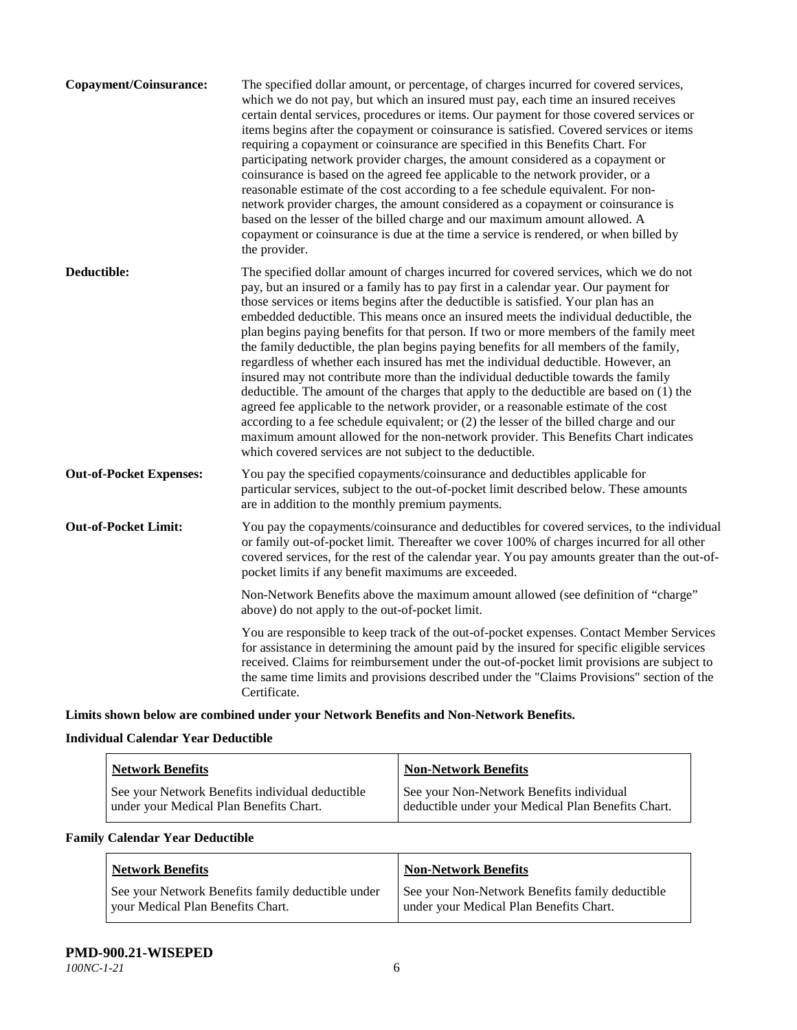**Copayment/Coinsurance:** The specified dollar amount, or percentage, of charges incurred for covered services, which we do not pay, but which an insured must pay, each time an insured receives certain dental services, procedures or items. Our payment for those covered services or items begins after the copayment or coinsurance is satisfied. Covered services or items requiring a copayment or coinsurance are specified in this Benefits Chart. For participating network provider charges, the amount considered as a copayment or coinsurance is based on the agreed fee applicable to the network provider, or a reasonable estimate of the cost according to a fee schedule equivalent. For non-network provider charges, the amount considered as a copayment or coinsurance is based on the lesser of the billed charge and our maximum amount allowed. A copayment or coinsurance is due at the time a service is rendered, or when billed by the provider.

**Deductible:** The specified dollar amount of charges incurred for covered services, which we do not pay, but an insured or a family has to pay first in a calendar year. Our payment for those services or items begins after the deductible is satisfied. Your plan has an embedded deductible. This means once an insured meets the individual deductible, the plan begins paying benefits for that person. If two or more members of the family meet the family deductible, the plan begins paying benefits for all members of the family, regardless of whether each insured has met the individual deductible. However, an insured may not contribute more than the individual deductible towards the family deductible. The amount of the charges that apply to the deductible are based on (1) the agreed fee applicable to the network provider, or a reasonable estimate of the cost according to a fee schedule equivalent; or (2) the lesser of the billed charge and our maximum amount allowed for the non-network provider. This Benefits Chart indicates which covered services are not subject to the deductible.

**Out-of-Pocket Expenses:** You pay the specified copayments/coinsurance and deductibles applicable for particular services, subject to the out-of-pocket limit described below. These amounts are in addition to the monthly premium payments.

**Out-of-Pocket Limit:** You pay the copayments/coinsurance and deductibles for covered services, to the individual or family out-of-pocket limit. Thereafter we cover 100% of charges incurred for all other covered services, for the rest of the calendar year. You pay amounts greater than the out-of-pocket limits if any benefit maximums are exceeded.

Non-Network Benefits above the maximum amount allowed (see definition of "charge" above) do not apply to the out-of-pocket limit.

You are responsible to keep track of the out-of-pocket expenses. Contact Member Services for assistance in determining the amount paid by the insured for specific eligible services received. Claims for reimbursement under the out-of-pocket limit provisions are subject to the same time limits and provisions described under the "Claims Provisions" section of the Certificate.

**Limits shown below are combined under your Network Benefits and Non-Network Benefits.**

**Individual Calendar Year Deductible**

| Network Benefits | Non-Network Benefits |
|---|---|
| See your Network Benefits individual deductible under your Medical Plan Benefits Chart. | See your Non-Network Benefits individual deductible under your Medical Plan Benefits Chart. |

**Family Calendar Year Deductible**

| Network Benefits | Non-Network Benefits |
|---|---|
| See your Network Benefits family deductible under your Medical Plan Benefits Chart. | See your Non-Network Benefits family deductible under your Medical Plan Benefits Chart. |

**PMD-900.21-WISEPED**
*100NC-1-21*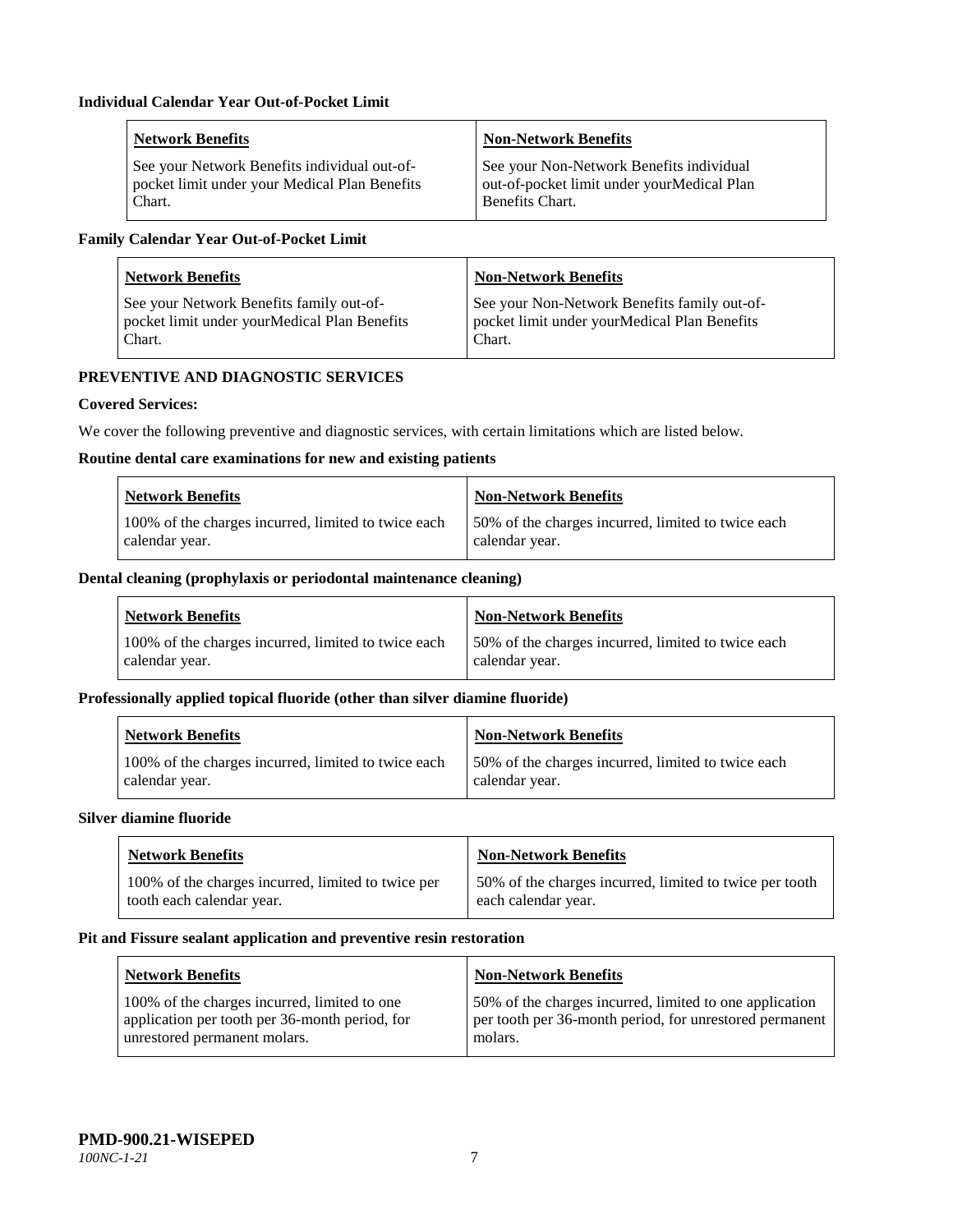**Individual Calendar Year Out-of-Pocket Limit**

| Network Benefits | Non-Network Benefits |
|---|---|
| See your Network Benefits individual out-of-pocket limit under your Medical Plan Benefits Chart. | See your Non-Network Benefits individual out-of-pocket limit under yourMedical Plan Benefits Chart. |

**Family Calendar Year Out-of-Pocket Limit**

| Network Benefits | Non-Network Benefits |
|---|---|
| See your Network Benefits family out-of-pocket limit under yourMedical Plan Benefits Chart. | See your Non-Network Benefits family out-of-pocket limit under yourMedical Plan Benefits Chart. |

**PREVENTIVE AND DIAGNOSTIC SERVICES**

**Covered Services:**

We cover the following preventive and diagnostic services, with certain limitations which are listed below.

**Routine dental care examinations for new and existing patients**

| Network Benefits | Non-Network Benefits |
|---|---|
| 100% of the charges incurred, limited to twice each calendar year. | 50% of the charges incurred, limited to twice each calendar year. |

**Dental cleaning (prophylaxis or periodontal maintenance cleaning)**

| Network Benefits | Non-Network Benefits |
|---|---|
| 100% of the charges incurred, limited to twice each calendar year. | 50% of the charges incurred, limited to twice each calendar year. |

**Professionally applied topical fluoride (other than silver diamine fluoride)**

| Network Benefits | Non-Network Benefits |
|---|---|
| 100% of the charges incurred, limited to twice each calendar year. | 50% of the charges incurred, limited to twice each calendar year. |

**Silver diamine fluoride**

| Network Benefits | Non-Network Benefits |
|---|---|
| 100% of the charges incurred, limited to twice per tooth each calendar year. | 50% of the charges incurred, limited to twice per tooth each calendar year. |

**Pit and Fissure sealant application and preventive resin restoration**

| Network Benefits | Non-Network Benefits |
|---|---|
| 100% of the charges incurred, limited to one application per tooth per 36-month period, for unrestored permanent molars. | 50% of the charges incurred, limited to one application per tooth per 36-month period, for unrestored permanent molars. |

**PMD-900.21-WISEPED**

*100NC-1-21*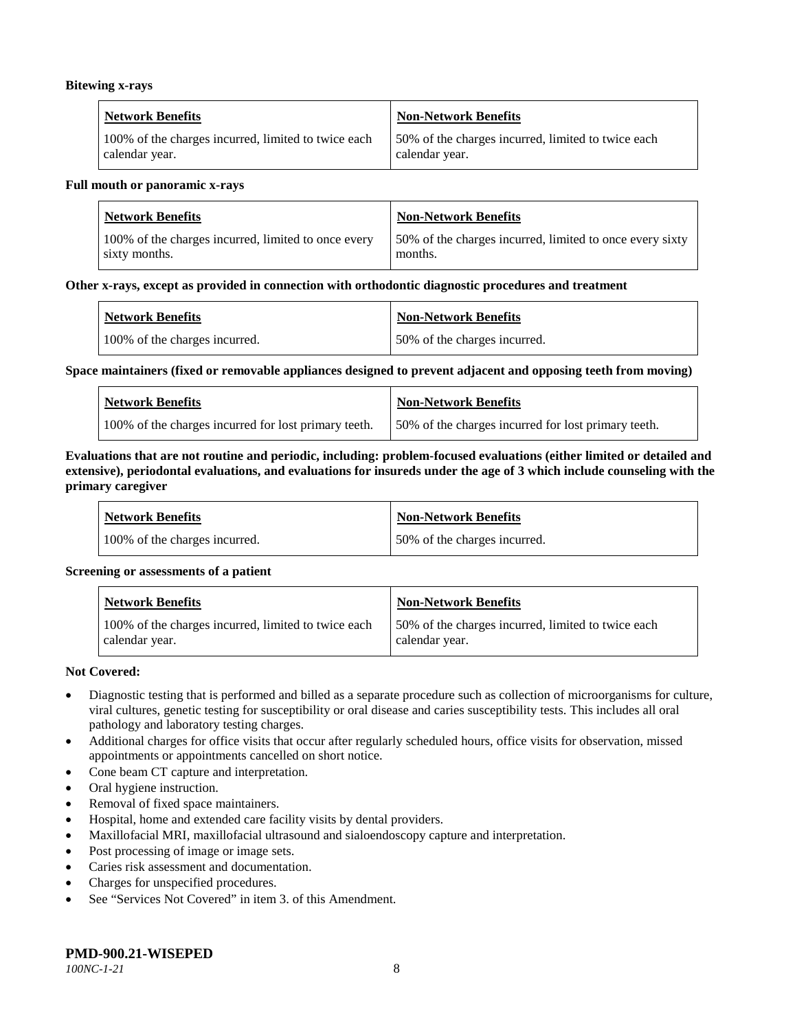**Bitewing x-rays**

| Network Benefits | Non-Network Benefits |
|---|---|
| 100% of the charges incurred, limited to twice each calendar year. | 50% of the charges incurred, limited to twice each calendar year. |

**Full mouth or panoramic x-rays**

| Network Benefits | Non-Network Benefits |
|---|---|
| 100% of the charges incurred, limited to once every sixty months. | 50% of the charges incurred, limited to once every sixty months. |

**Other x-rays, except as provided in connection with orthodontic diagnostic procedures and treatment**

| Network Benefits | Non-Network Benefits |
|---|---|
| 100% of the charges incurred. | 50% of the charges incurred. |

**Space maintainers (fixed or removable appliances designed to prevent adjacent and opposing teeth from moving)**

| Network Benefits | Non-Network Benefits |
|---|---|
| 100% of the charges incurred for lost primary teeth. | 50% of the charges incurred for lost primary teeth. |

**Evaluations that are not routine and periodic, including: problem-focused evaluations (either limited or detailed and extensive), periodontal evaluations, and evaluations for insureds under the age of 3 which include counseling with the primary caregiver**

| Network Benefits | Non-Network Benefits |
|---|---|
| 100% of the charges incurred. | 50% of the charges incurred. |

**Screening or assessments of a patient**

| Network Benefits | Non-Network Benefits |
|---|---|
| 100% of the charges incurred, limited to twice each calendar year. | 50% of the charges incurred, limited to twice each calendar year. |

**Not Covered:**

- Diagnostic testing that is performed and billed as a separate procedure such as collection of microorganisms for culture, viral cultures, genetic testing for susceptibility or oral disease and caries susceptibility tests. This includes all oral pathology and laboratory testing charges.
- Additional charges for office visits that occur after regularly scheduled hours, office visits for observation, missed appointments or appointments cancelled on short notice.
- Cone beam CT capture and interpretation.
- Oral hygiene instruction.
- Removal of fixed space maintainers.
- Hospital, home and extended care facility visits by dental providers.
- Maxillofacial MRI, maxillofacial ultrasound and sialoendoscopy capture and interpretation.
- Post processing of image or image sets.
- Caries risk assessment and documentation.
- Charges for unspecified procedures.
- See "Services Not Covered" in item 3. of this Amendment.

**PMD-900.21-WISEPED**
*100NC-1-21*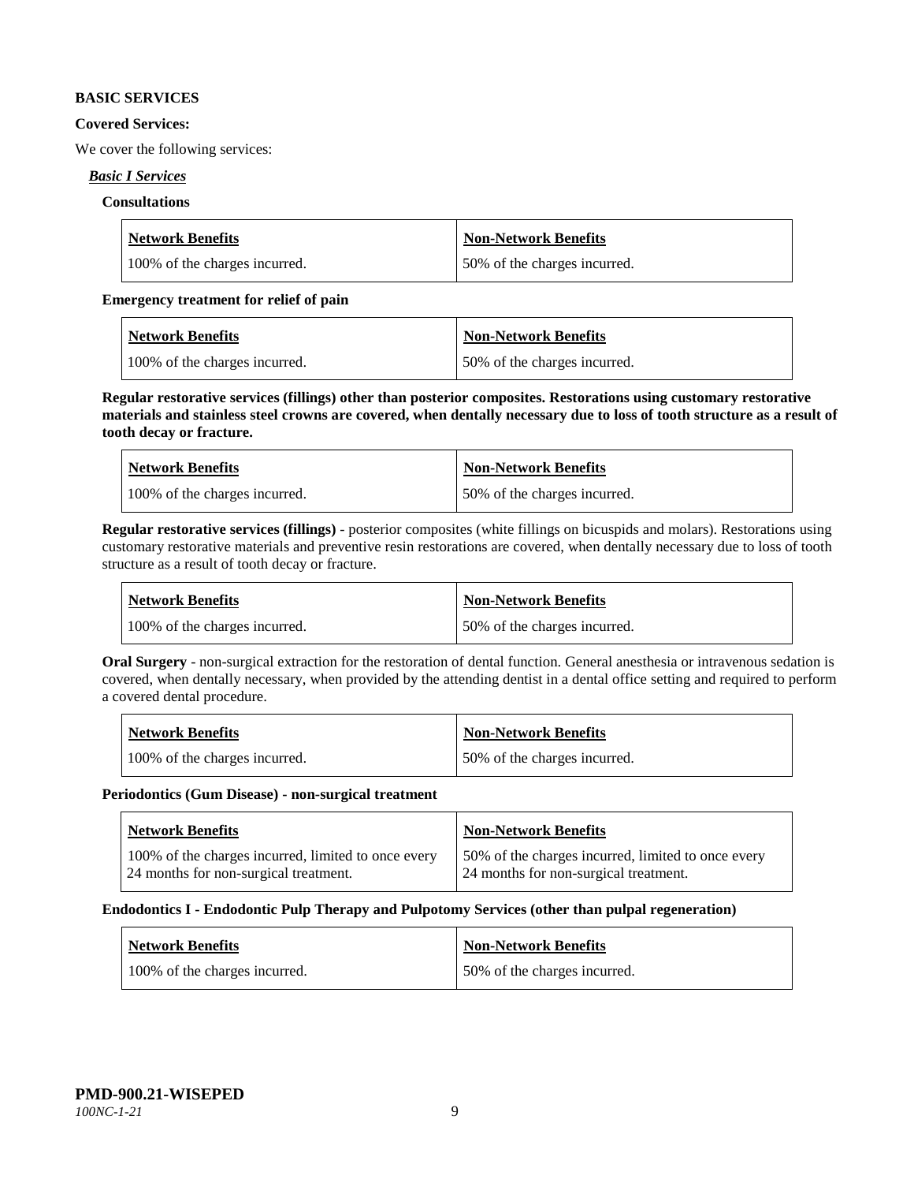**BASIC SERVICES**

**Covered Services:**

We cover the following services:

***Basic I Services***

**Consultations**

| Network Benefits | Non-Network Benefits |
|---|---|
| 100% of the charges incurred. | 50% of the charges incurred. |

**Emergency treatment for relief of pain**

| Network Benefits | Non-Network Benefits |
|---|---|
| 100% of the charges incurred. | 50% of the charges incurred. |

**Regular restorative services (fillings) other than posterior composites. Restorations using customary restorative materials and stainless steel crowns are covered, when dentally necessary due to loss of tooth structure as a result of tooth decay or fracture.**

| Network Benefits | Non-Network Benefits |
|---|---|
| 100% of the charges incurred. | 50% of the charges incurred. |

**Regular restorative services (fillings)** - posterior composites (white fillings on bicuspids and molars). Restorations using customary restorative materials and preventive resin restorations are covered, when dentally necessary due to loss of tooth structure as a result of tooth decay or fracture.

| Network Benefits | Non-Network Benefits |
|---|---|
| 100% of the charges incurred. | 50% of the charges incurred. |

**Oral Surgery** - non-surgical extraction for the restoration of dental function. General anesthesia or intravenous sedation is covered, when dentally necessary, when provided by the attending dentist in a dental office setting and required to perform a covered dental procedure.

| Network Benefits | Non-Network Benefits |
|---|---|
| 100% of the charges incurred. | 50% of the charges incurred. |

**Periodontics (Gum Disease) - non-surgical treatment**

| Network Benefits | Non-Network Benefits |
|---|---|
| 100% of the charges incurred, limited to once every 24 months for non-surgical treatment. | 50% of the charges incurred, limited to once every 24 months for non-surgical treatment. |

**Endodontics I - Endodontic Pulp Therapy and Pulpotomy Services (other than pulpal regeneration)**

| Network Benefits | Non-Network Benefits |
|---|---|
| 100% of the charges incurred. | 50% of the charges incurred. |

**PMD-900.21-WISEPED**
*100NC-1-21*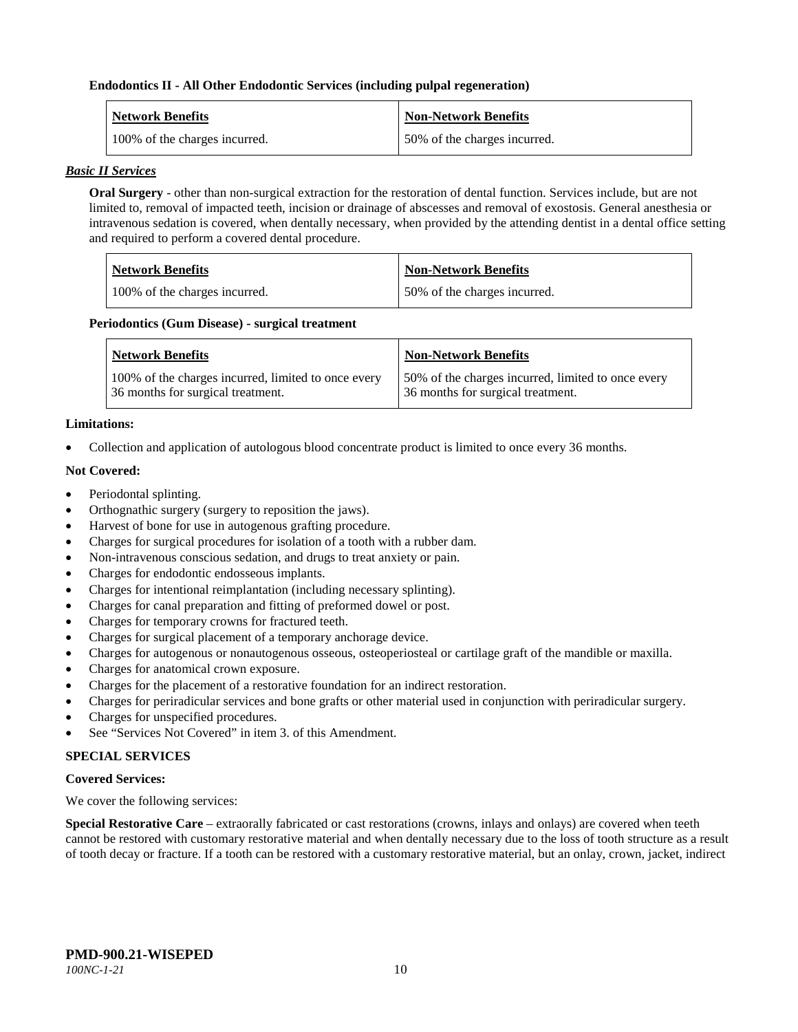**Endodontics II - All Other Endodontic Services (including pulpal regeneration)**

| Network Benefits | Non-Network Benefits |
| --- | --- |
| 100% of the charges incurred. | 50% of the charges incurred. |

***Basic II Services***

**Oral Surgery** - other than non-surgical extraction for the restoration of dental function. Services include, but are not limited to, removal of impacted teeth, incision or drainage of abscesses and removal of exostosis. General anesthesia or intravenous sedation is covered, when dentally necessary, when provided by the attending dentist in a dental office setting and required to perform a covered dental procedure.

| Network Benefits | Non-Network Benefits |
| --- | --- |
| 100% of the charges incurred. | 50% of the charges incurred. |

**Periodontics (Gum Disease) - surgical treatment**

| Network Benefits | Non-Network Benefits |
| --- | --- |
| 100% of the charges incurred, limited to once every 36 months for surgical treatment. | 50% of the charges incurred, limited to once every 36 months for surgical treatment. |

**Limitations:**

- Collection and application of autologous blood concentrate product is limited to once every 36 months.

**Not Covered:**

- Periodontal splinting.
- Orthognathic surgery (surgery to reposition the jaws).
- Harvest of bone for use in autogenous grafting procedure.
- Charges for surgical procedures for isolation of a tooth with a rubber dam.
- Non-intravenous conscious sedation, and drugs to treat anxiety or pain.
- Charges for endodontic endosseous implants.
- Charges for intentional reimplantation (including necessary splinting).
- Charges for canal preparation and fitting of preformed dowel or post.
- Charges for temporary crowns for fractured teeth.
- Charges for surgical placement of a temporary anchorage device.
- Charges for autogenous or nonautogenous osseous, osteoperiosteal or cartilage graft of the mandible or maxilla.
- Charges for anatomical crown exposure.
- Charges for the placement of a restorative foundation for an indirect restoration.
- Charges for periradicular services and bone grafts or other material used in conjunction with periradicular surgery.
- Charges for unspecified procedures.
- See "Services Not Covered" in item 3. of this Amendment.

**SPECIAL SERVICES**

**Covered Services:**

We cover the following services:

**Special Restorative Care** – extraorally fabricated or cast restorations (crowns, inlays and onlays) are covered when teeth cannot be restored with customary restorative material and when dentally necessary due to the loss of tooth structure as a result of tooth decay or fracture. If a tooth can be restored with a customary restorative material, but an onlay, crown, jacket, indirect

**PMD-900.21-WISEPED**
*100NC-1-21*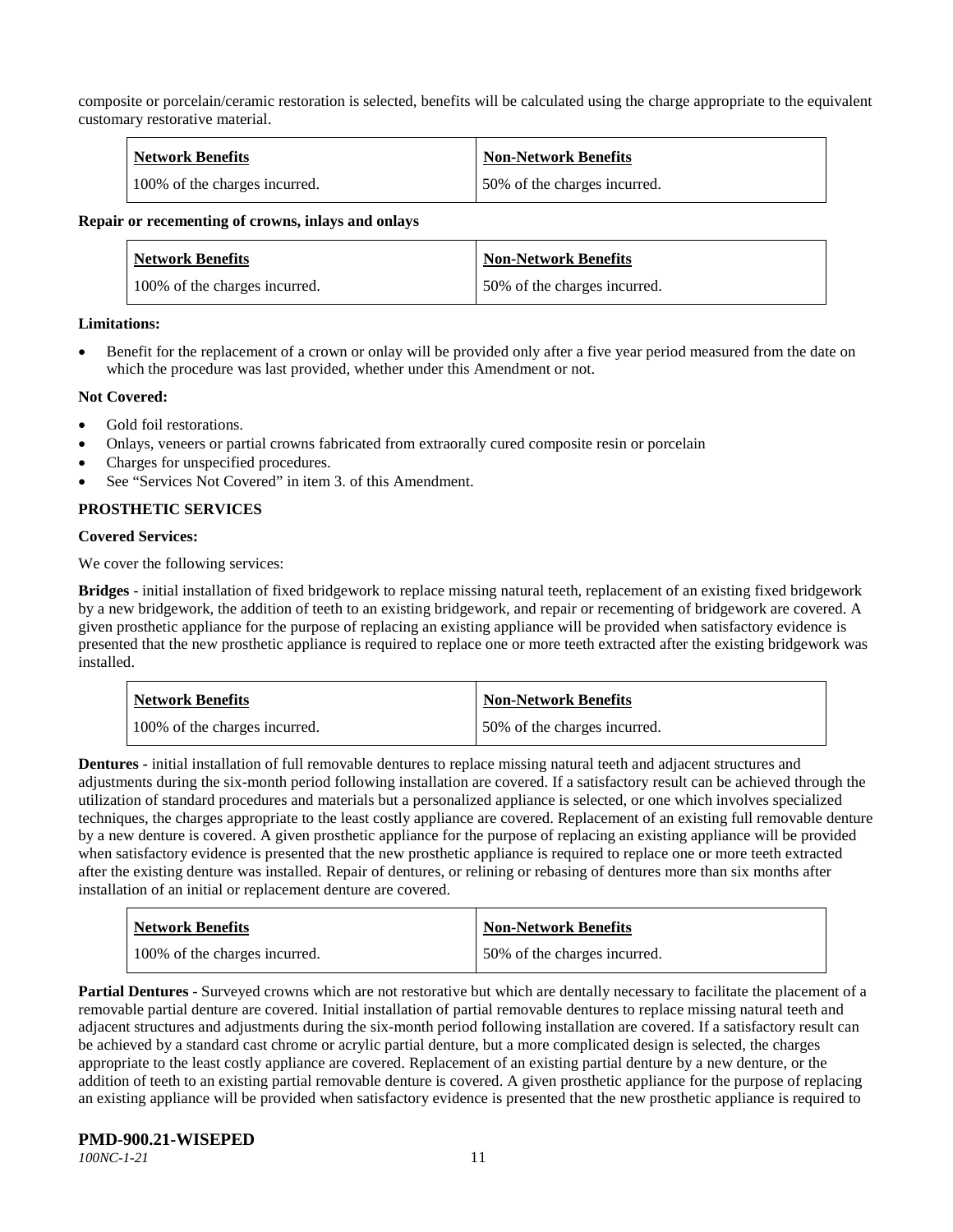composite or porcelain/ceramic restoration is selected, benefits will be calculated using the charge appropriate to the equivalent customary restorative material.

| Network Benefits | Non-Network Benefits |
|---|---|
| 100% of the charges incurred. | 50% of the charges incurred. |

**Repair or recementing of crowns, inlays and onlays**

| Network Benefits | Non-Network Benefits |
|---|---|
| 100% of the charges incurred. | 50% of the charges incurred. |

**Limitations:**

- Benefit for the replacement of a crown or onlay will be provided only after a five year period measured from the date on which the procedure was last provided, whether under this Amendment or not.

**Not Covered:**

- Gold foil restorations.
- Onlays, veneers or partial crowns fabricated from extraorally cured composite resin or porcelain
- Charges for unspecified procedures.
- See "Services Not Covered" in item 3. of this Amendment.

**PROSTHETIC SERVICES**

**Covered Services:**

We cover the following services:

**Bridges** - initial installation of fixed bridgework to replace missing natural teeth, replacement of an existing fixed bridgework by a new bridgework, the addition of teeth to an existing bridgework, and repair or recementing of bridgework are covered. A given prosthetic appliance for the purpose of replacing an existing appliance will be provided when satisfactory evidence is presented that the new prosthetic appliance is required to replace one or more teeth extracted after the existing bridgework was installed.

| Network Benefits | Non-Network Benefits |
|---|---|
| 100% of the charges incurred. | 50% of the charges incurred. |

**Dentures -** initial installation of full removable dentures to replace missing natural teeth and adjacent structures and adjustments during the six-month period following installation are covered. If a satisfactory result can be achieved through the utilization of standard procedures and materials but a personalized appliance is selected, or one which involves specialized techniques, the charges appropriate to the least costly appliance are covered. Replacement of an existing full removable denture by a new denture is covered. A given prosthetic appliance for the purpose of replacing an existing appliance will be provided when satisfactory evidence is presented that the new prosthetic appliance is required to replace one or more teeth extracted after the existing denture was installed. Repair of dentures, or relining or rebasing of dentures more than six months after installation of an initial or replacement denture are covered.

| Network Benefits | Non-Network Benefits |
|---|---|
| 100% of the charges incurred. | 50% of the charges incurred. |

**Partial Dentures** - Surveyed crowns which are not restorative but which are dentally necessary to facilitate the placement of a removable partial denture are covered. Initial installation of partial removable dentures to replace missing natural teeth and adjacent structures and adjustments during the six-month period following installation are covered. If a satisfactory result can be achieved by a standard cast chrome or acrylic partial denture, but a more complicated design is selected, the charges appropriate to the least costly appliance are covered. Replacement of an existing partial denture by a new denture, or the addition of teeth to an existing partial removable denture is covered. A given prosthetic appliance for the purpose of replacing an existing appliance will be provided when satisfactory evidence is presented that the new prosthetic appliance is required to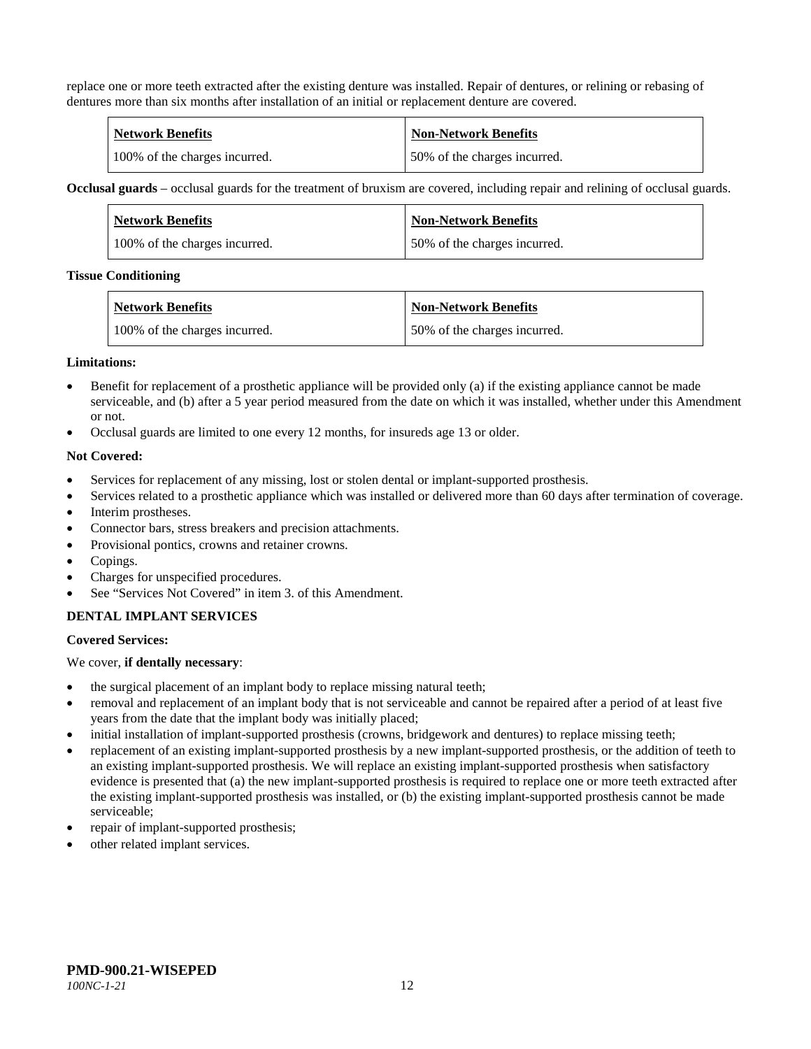replace one or more teeth extracted after the existing denture was installed. Repair of dentures, or relining or rebasing of dentures more than six months after installation of an initial or replacement denture are covered.

| Network Benefits | Non-Network Benefits |
|---|---|
| 100% of the charges incurred. | 50% of the charges incurred. |

**Occlusal guards** – occlusal guards for the treatment of bruxism are covered, including repair and relining of occlusal guards.

| Network Benefits | Non-Network Benefits |
|---|---|
| 100% of the charges incurred. | 50% of the charges incurred. |

**Tissue Conditioning**

| Network Benefits | Non-Network Benefits |
|---|---|
| 100% of the charges incurred. | 50% of the charges incurred. |

**Limitations:**

- Benefit for replacement of a prosthetic appliance will be provided only (a) if the existing appliance cannot be made serviceable, and (b) after a 5 year period measured from the date on which it was installed, whether under this Amendment or not.
- Occlusal guards are limited to one every 12 months, for insureds age 13 or older.

**Not Covered:**

- Services for replacement of any missing, lost or stolen dental or implant-supported prosthesis.
- Services related to a prosthetic appliance which was installed or delivered more than 60 days after termination of coverage.
- Interim prostheses.
- Connector bars, stress breakers and precision attachments.
- Provisional pontics, crowns and retainer crowns.
- Copings.
- Charges for unspecified procedures.
- See "Services Not Covered" in item 3. of this Amendment.

**DENTAL IMPLANT SERVICES**

**Covered Services:**

We cover, **if dentally necessary**:

- the surgical placement of an implant body to replace missing natural teeth;
- removal and replacement of an implant body that is not serviceable and cannot be repaired after a period of at least five years from the date that the implant body was initially placed;
- initial installation of implant-supported prosthesis (crowns, bridgework and dentures) to replace missing teeth;
- replacement of an existing implant-supported prosthesis by a new implant-supported prosthesis, or the addition of teeth to an existing implant-supported prosthesis. We will replace an existing implant-supported prosthesis when satisfactory evidence is presented that (a) the new implant-supported prosthesis is required to replace one or more teeth extracted after the existing implant-supported prosthesis was installed, or (b) the existing implant-supported prosthesis cannot be made serviceable;
- repair of implant-supported prosthesis;
- other related implant services.

**PMD-900.21-WISEPED**
*100NC-1-21*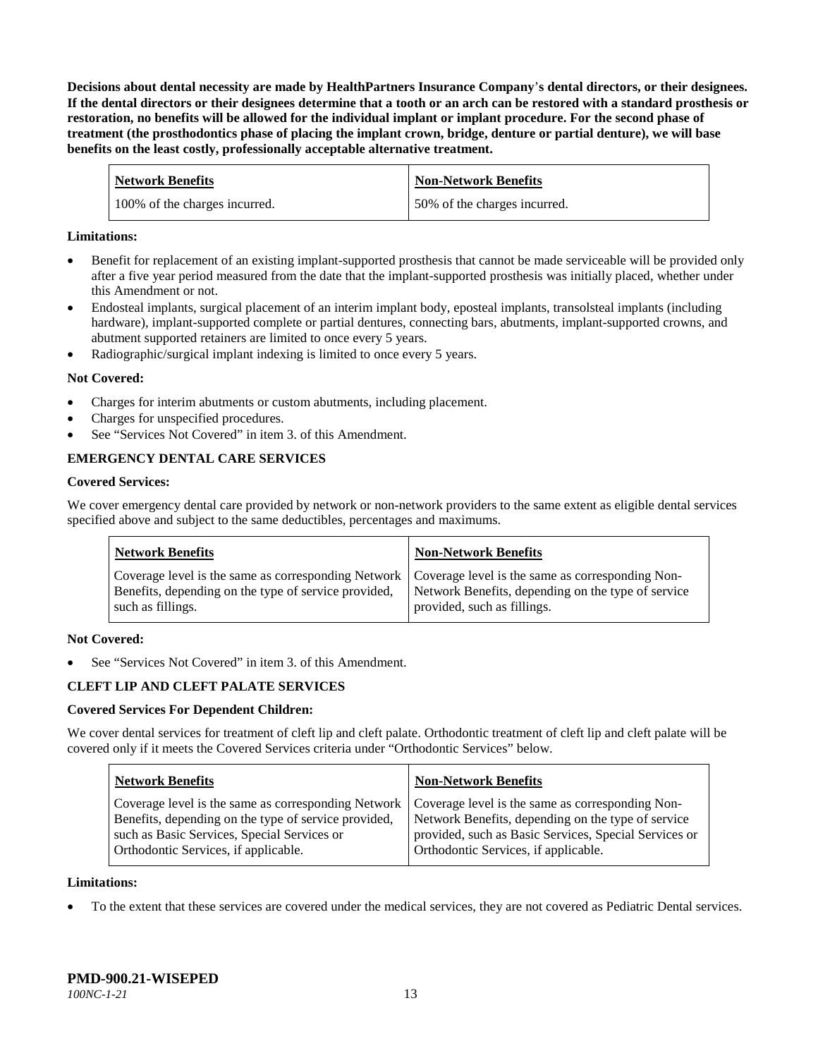**Decisions about dental necessity are made by HealthPartners Insurance Company's dental directors, or their designees. If the dental directors or their designees determine that a tooth or an arch can be restored with a standard prosthesis or restoration, no benefits will be allowed for the individual implant or implant procedure. For the second phase of treatment (the prosthodontics phase of placing the implant crown, bridge, denture or partial denture), we will base benefits on the least costly, professionally acceptable alternative treatment.**

| Network Benefits | Non-Network Benefits |
|---|---|
| 100% of the charges incurred. | 50% of the charges incurred. |

**Limitations:**

- Benefit for replacement of an existing implant-supported prosthesis that cannot be made serviceable will be provided only after a five year period measured from the date that the implant-supported prosthesis was initially placed, whether under this Amendment or not.
- Endosteal implants, surgical placement of an interim implant body, eposteal implants, transolsteal implants (including hardware), implant-supported complete or partial dentures, connecting bars, abutments, implant-supported crowns, and abutment supported retainers are limited to once every 5 years.
- Radiographic/surgical implant indexing is limited to once every 5 years.

**Not Covered:**

- Charges for interim abutments or custom abutments, including placement.
- Charges for unspecified procedures.
- See "Services Not Covered" in item 3. of this Amendment.

**EMERGENCY DENTAL CARE SERVICES**

**Covered Services:**

We cover emergency dental care provided by network or non-network providers to the same extent as eligible dental services specified above and subject to the same deductibles, percentages and maximums.

| Network Benefits | Non-Network Benefits |
|---|---|
| Coverage level is the same as corresponding Network Benefits, depending on the type of service provided, such as fillings. | Coverage level is the same as corresponding Non-Network Benefits, depending on the type of service provided, such as fillings. |

**Not Covered:**

- See "Services Not Covered" in item 3. of this Amendment.

**CLEFT LIP AND CLEFT PALATE SERVICES**

**Covered Services For Dependent Children:**

We cover dental services for treatment of cleft lip and cleft palate. Orthodontic treatment of cleft lip and cleft palate will be covered only if it meets the Covered Services criteria under "Orthodontic Services" below.

| Network Benefits | Non-Network Benefits |
|---|---|
| Coverage level is the same as corresponding Network Benefits, depending on the type of service provided, such as Basic Services, Special Services or Orthodontic Services, if applicable. | Coverage level is the same as corresponding Non-Network Benefits, depending on the type of service provided, such as Basic Services, Special Services or Orthodontic Services, if applicable. |

**Limitations:**

- To the extent that these services are covered under the medical services, they are not covered as Pediatric Dental services.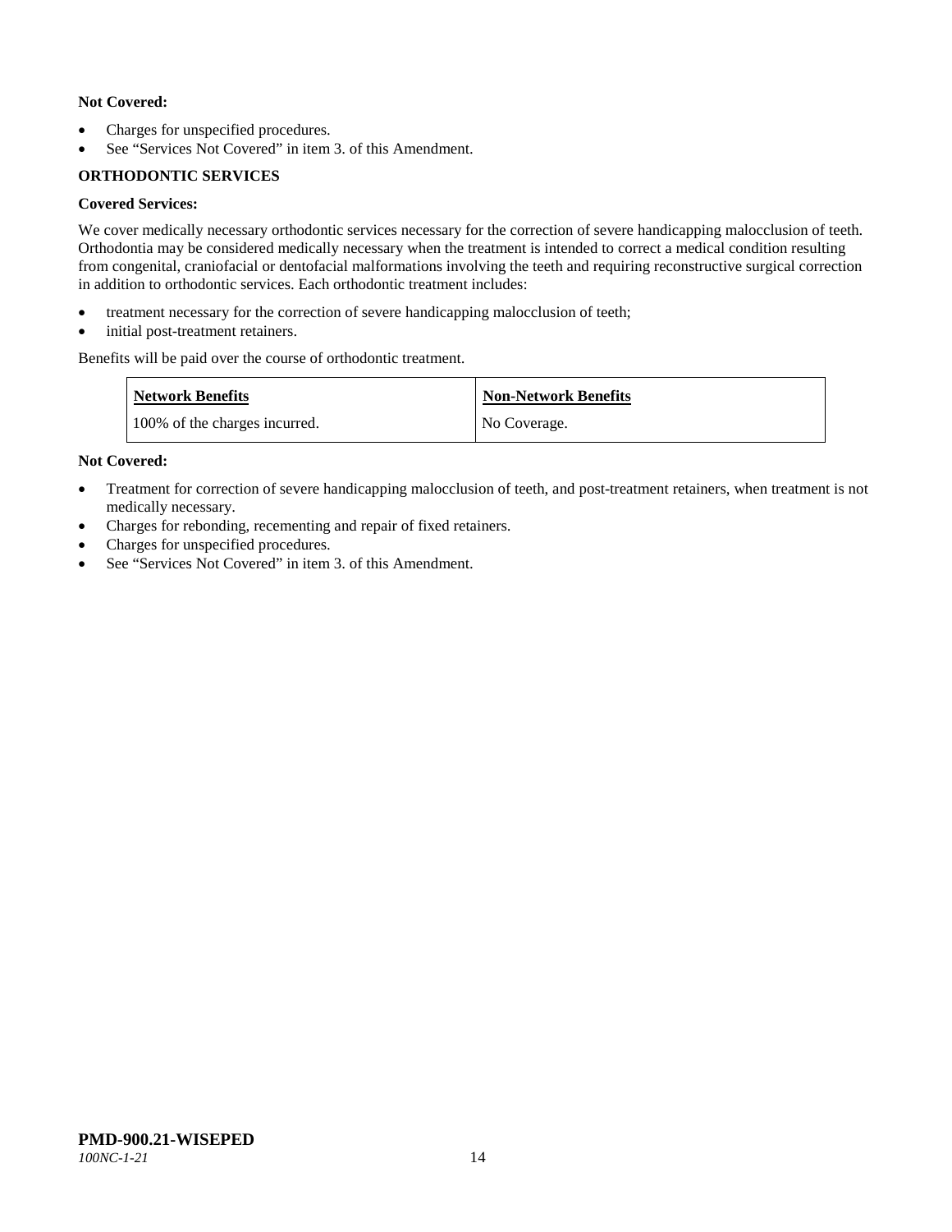**Not Covered:**

- Charges for unspecified procedures.
- See "Services Not Covered" in item 3. of this Amendment.

**ORTHODONTIC SERVICES**

**Covered Services:**

We cover medically necessary orthodontic services necessary for the correction of severe handicapping malocclusion of teeth. Orthodontia may be considered medically necessary when the treatment is intended to correct a medical condition resulting from congenital, craniofacial or dentofacial malformations involving the teeth and requiring reconstructive surgical correction in addition to orthodontic services. Each orthodontic treatment includes:

- treatment necessary for the correction of severe handicapping malocclusion of teeth;
- initial post-treatment retainers.

Benefits will be paid over the course of orthodontic treatment.

| Network Benefits | Non-Network Benefits |
|---|---|
| 100% of the charges incurred. | No Coverage. |

**Not Covered:**

- Treatment for correction of severe handicapping malocclusion of teeth, and post-treatment retainers, when treatment is not medically necessary.
- Charges for rebonding, recementing and repair of fixed retainers.
- Charges for unspecified procedures.
- See "Services Not Covered" in item 3. of this Amendment.

**PMD-900.21-WISEPED**
*100NC-1-21*